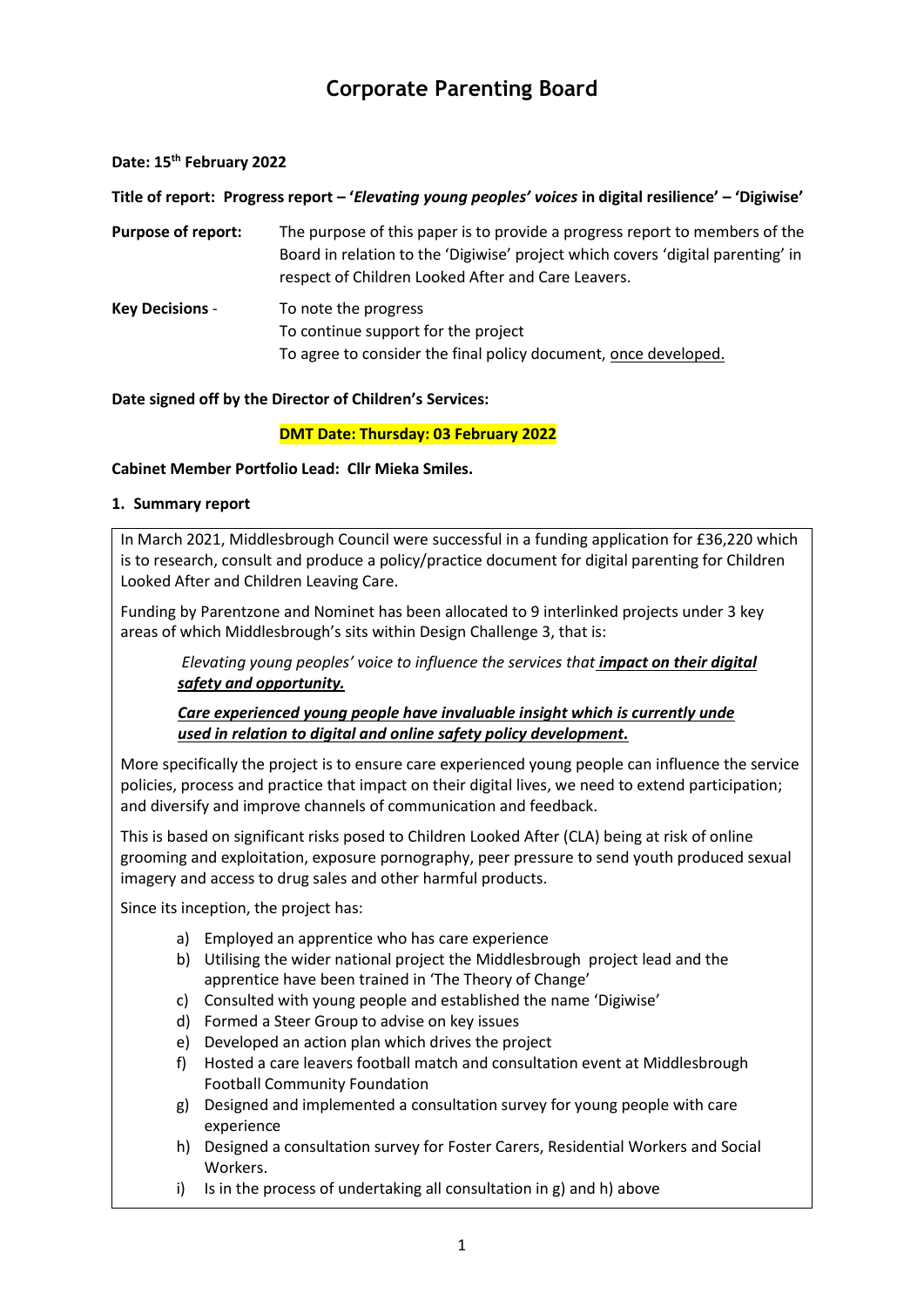# Corporate Parenting Board

**Date: 15th February 2022**

**Title of report: Progress report – '*Elevating young peoples' voices* in digital resilience' – 'Digiwise'**

**Purpose of report:** The purpose of this paper is to provide a progress report to members of the Board in relation to the 'Digiwise' project which covers 'digital parenting' in respect of Children Looked After and Care Leavers.

**Key Decisions** -
To note the progress
To continue support for the project
To agree to consider the final policy document, <u>once developed.</u>

**Date signed off by the Director of Children's Services:**

**DMT Date: Thursday: 03 February 2022**

**Cabinet Member Portfolio Lead: Cllr Mieka Smiles.**

**1. Summary report**

In March 2021, Middlesbrough Council were successful in a funding application for £36,220 which is to research, consult and produce a policy/practice document for digital parenting for Children Looked After and Children Leaving Care.

Funding by Parentzone and Nominet has been allocated to 9 interlinked projects under 3 key areas of which Middlesbrough's sits within Design Challenge 3, that is:

> *Elevating young peoples' voice to influence the services that* ***<u>impact on their digital safety and opportunity.</u>***
>
> ***<u>Care experienced young people have invaluable insight which is currently unde used in relation to digital and online safety policy development.</u>***

More specifically the project is to ensure care experienced young people can influence the service policies, process and practice that impact on their digital lives, we need to extend participation; and diversify and improve channels of communication and feedback.

This is based on significant risks posed to Children Looked After (CLA) being at risk of online grooming and exploitation, exposure pornography, peer pressure to send youth produced sexual imagery and access to drug sales and other harmful products.

Since its inception, the project has:

a) Employed an apprentice who has care experience
b) Utilising the wider national project the Middlesbrough project lead and the apprentice have been trained in 'The Theory of Change'
c) Consulted with young people and established the name 'Digiwise'
d) Formed a Steer Group to advise on key issues
e) Developed an action plan which drives the project
f) Hosted a care leavers football match and consultation event at Middlesbrough Football Community Foundation
g) Designed and implemented a consultation survey for young people with care experience
h) Designed a consultation survey for Foster Carers, Residential Workers and Social Workers.
i) Is in the process of undertaking all consultation in g) and h) above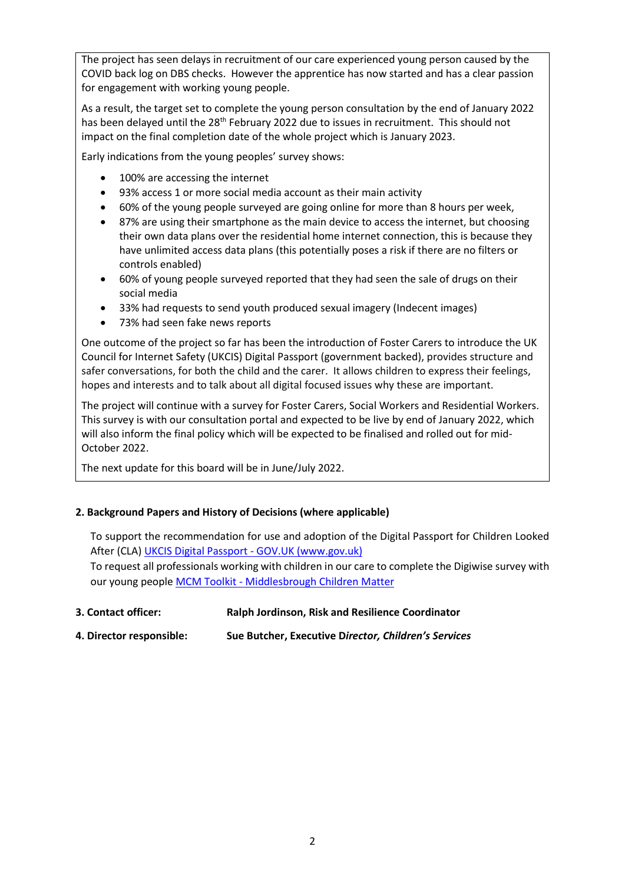The project has seen delays in recruitment of our care experienced young person caused by the COVID back log on DBS checks. However the apprentice has now started and has a clear passion for engagement with working young people.

As a result, the target set to complete the young person consultation by the end of January 2022 has been delayed until the 28th February 2022 due to issues in recruitment. This should not impact on the final completion date of the whole project which is January 2023.

Early indications from the young peoples' survey shows:

- 100% are accessing the internet
- 93% access 1 or more social media account as their main activity
- 60% of the young people surveyed are going online for more than 8 hours per week,
- 87% are using their smartphone as the main device to access the internet, but choosing their own data plans over the residential home internet connection, this is because they have unlimited access data plans (this potentially poses a risk if there are no filters or controls enabled)
- 60% of young people surveyed reported that they had seen the sale of drugs on their social media
- 33% had requests to send youth produced sexual imagery (Indecent images)
- 73% had seen fake news reports

One outcome of the project so far has been the introduction of Foster Carers to introduce the UK Council for Internet Safety (UKCIS) Digital Passport (government backed), provides structure and safer conversations, for both the child and the carer. It allows children to express their feelings, hopes and interests and to talk about all digital focused issues why these are important.

The project will continue with a survey for Foster Carers, Social Workers and Residential Workers. This survey is with our consultation portal and expected to be live by end of January 2022, which will also inform the final policy which will be expected to be finalised and rolled out for mid-October 2022.

The next update for this board will be in June/July 2022.

**2. Background Papers and History of Decisions (where applicable)**

To support the recommendation for use and adoption of the Digital Passport for Children Looked After (CLA) [UKCIS Digital Passport - GOV.UK (www.gov.uk)]

To request all professionals working with children in our care to complete the Digiwise survey with our young people [MCM Toolkit - Middlesbrough Children Matter]

**3. Contact officer:** **Ralph Jordinson, Risk and Resilience Coordinator**

**4. Director responsible:** **Sue Butcher, Executive D*irector, Children's Services***